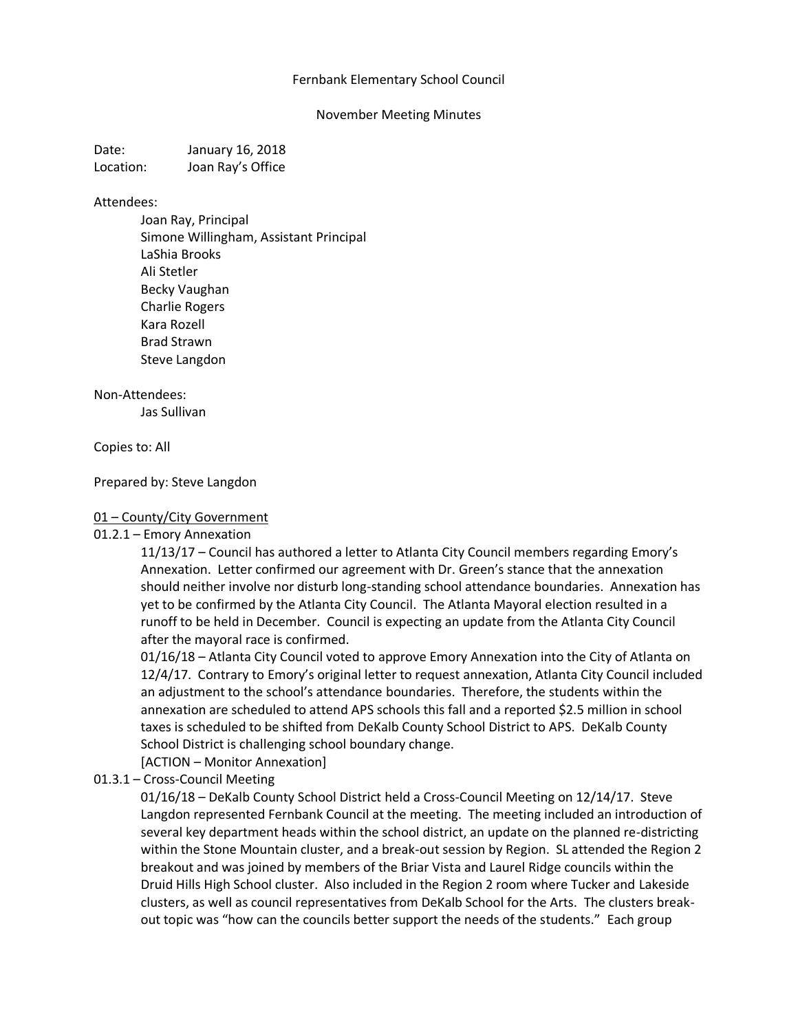Fernbank Elementary School Council

November Meeting Minutes

Date: January 16, 2018
Location: Joan Ray's Office

Attendees:

- Joan Ray, Principal
- Simone Willingham, Assistant Principal
- LaShia Brooks
- Ali Stetler
- Becky Vaughan
- Charlie Rogers
- Kara Rozell
- Brad Strawn
- Steve Langdon

Non-Attendees:

- Jas Sullivan

Copies to: All

Prepared by: Steve Langdon

## 01 – County/City Government

### 01.2.1 – Emory Annexation

11/13/17 – Council has authored a letter to Atlanta City Council members regarding Emory's Annexation. Letter confirmed our agreement with Dr. Green's stance that the annexation should neither involve nor disturb long-standing school attendance boundaries. Annexation has yet to be confirmed by the Atlanta City Council. The Atlanta Mayoral election resulted in a runoff to be held in December. Council is expecting an update from the Atlanta City Council after the mayoral race is confirmed.

01/16/18 – Atlanta City Council voted to approve Emory Annexation into the City of Atlanta on 12/4/17. Contrary to Emory's original letter to request annexation, Atlanta City Council included an adjustment to the school's attendance boundaries. Therefore, the students within the annexation are scheduled to attend APS schools this fall and a reported $2.5 million in school taxes is scheduled to be shifted from DeKalb County School District to APS. DeKalb County School District is challenging school boundary change.

[ACTION – Monitor Annexation]

### 01.3.1 – Cross-Council Meeting

01/16/18 – DeKalb County School District held a Cross-Council Meeting on 12/14/17. Steve Langdon represented Fernbank Council at the meeting. The meeting included an introduction of several key department heads within the school district, an update on the planned re-districting within the Stone Mountain cluster, and a break-out session by Region. SL attended the Region 2 breakout and was joined by members of the Briar Vista and Laurel Ridge councils within the Druid Hills High School cluster. Also included in the Region 2 room where Tucker and Lakeside clusters, as well as council representatives from DeKalb School for the Arts. The clusters break-out topic was "how can the councils better support the needs of the students." Each group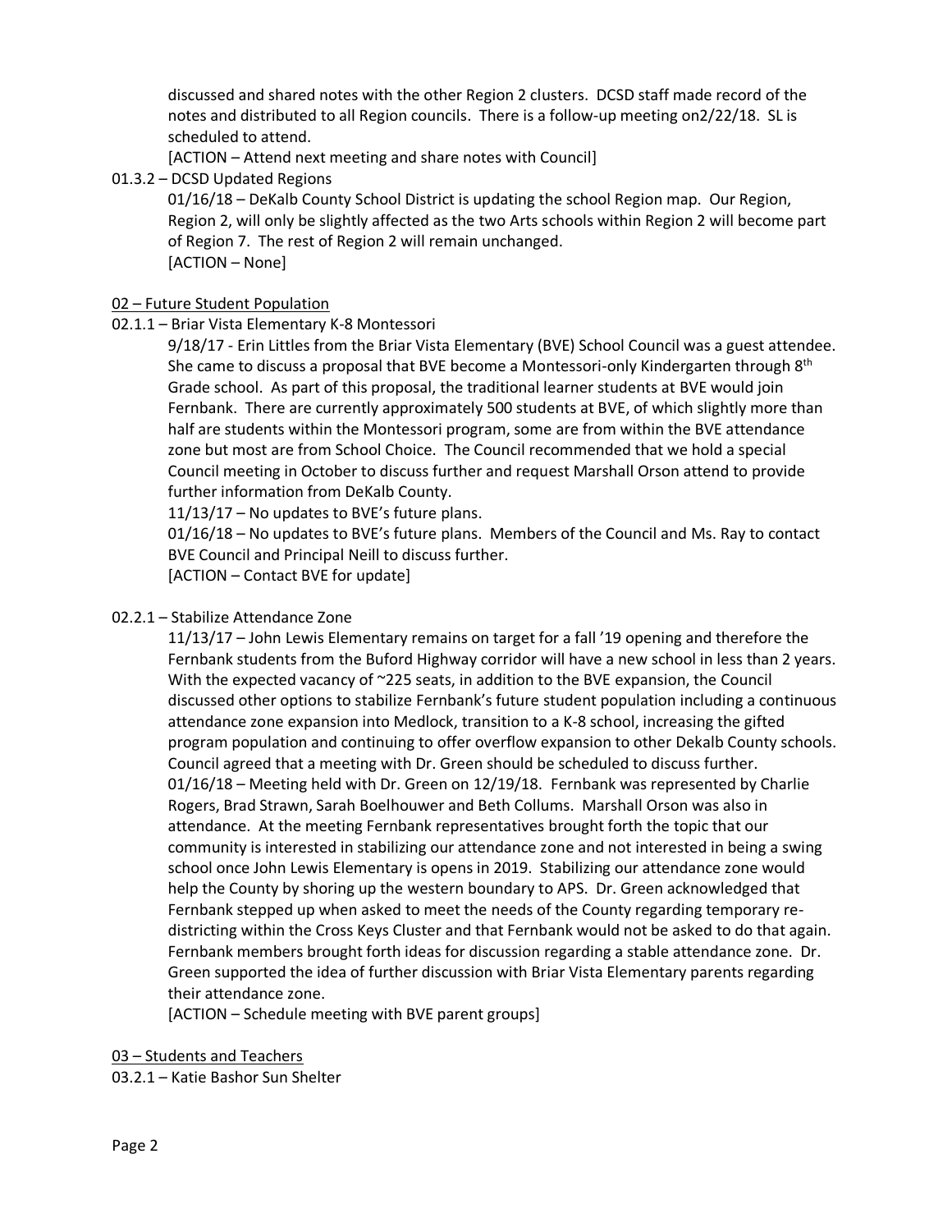discussed and shared notes with the other Region 2 clusters. DCSD staff made record of the notes and distributed to all Region councils. There is a follow-up meeting on2/22/18. SL is scheduled to attend.

[ACTION – Attend next meeting and share notes with Council]

01.3.2 – DCSD Updated Regions

01/16/18 – DeKalb County School District is updating the school Region map. Our Region, Region 2, will only be slightly affected as the two Arts schools within Region 2 will become part of Region 7. The rest of Region 2 will remain unchanged.

[ACTION – None]

<u>02 – Future Student Population</u>

02.1.1 – Briar Vista Elementary K-8 Montessori

9/18/17 - Erin Littles from the Briar Vista Elementary (BVE) School Council was a guest attendee. She came to discuss a proposal that BVE become a Montessori-only Kindergarten through 8th Grade school. As part of this proposal, the traditional learner students at BVE would join Fernbank. There are currently approximately 500 students at BVE, of which slightly more than half are students within the Montessori program, some are from within the BVE attendance zone but most are from School Choice. The Council recommended that we hold a special Council meeting in October to discuss further and request Marshall Orson attend to provide further information from DeKalb County.

11/13/17 – No updates to BVE's future plans.

01/16/18 – No updates to BVE's future plans. Members of the Council and Ms. Ray to contact BVE Council and Principal Neill to discuss further.

[ACTION – Contact BVE for update]

02.2.1 – Stabilize Attendance Zone

11/13/17 – John Lewis Elementary remains on target for a fall '19 opening and therefore the Fernbank students from the Buford Highway corridor will have a new school in less than 2 years. With the expected vacancy of ~225 seats, in addition to the BVE expansion, the Council discussed other options to stabilize Fernbank's future student population including a continuous attendance zone expansion into Medlock, transition to a K-8 school, increasing the gifted program population and continuing to offer overflow expansion to other Dekalb County schools. Council agreed that a meeting with Dr. Green should be scheduled to discuss further.

01/16/18 – Meeting held with Dr. Green on 12/19/18. Fernbank was represented by Charlie Rogers, Brad Strawn, Sarah Boelhouwer and Beth Collums. Marshall Orson was also in attendance. At the meeting Fernbank representatives brought forth the topic that our community is interested in stabilizing our attendance zone and not interested in being a swing school once John Lewis Elementary is opens in 2019. Stabilizing our attendance zone would help the County by shoring up the western boundary to APS. Dr. Green acknowledged that Fernbank stepped up when asked to meet the needs of the County regarding temporary re-districting within the Cross Keys Cluster and that Fernbank would not be asked to do that again. Fernbank members brought forth ideas for discussion regarding a stable attendance zone. Dr. Green supported the idea of further discussion with Briar Vista Elementary parents regarding their attendance zone.

[ACTION – Schedule meeting with BVE parent groups]

<u>03 – Students and Teachers</u>

03.2.1 – Katie Bashor Sun Shelter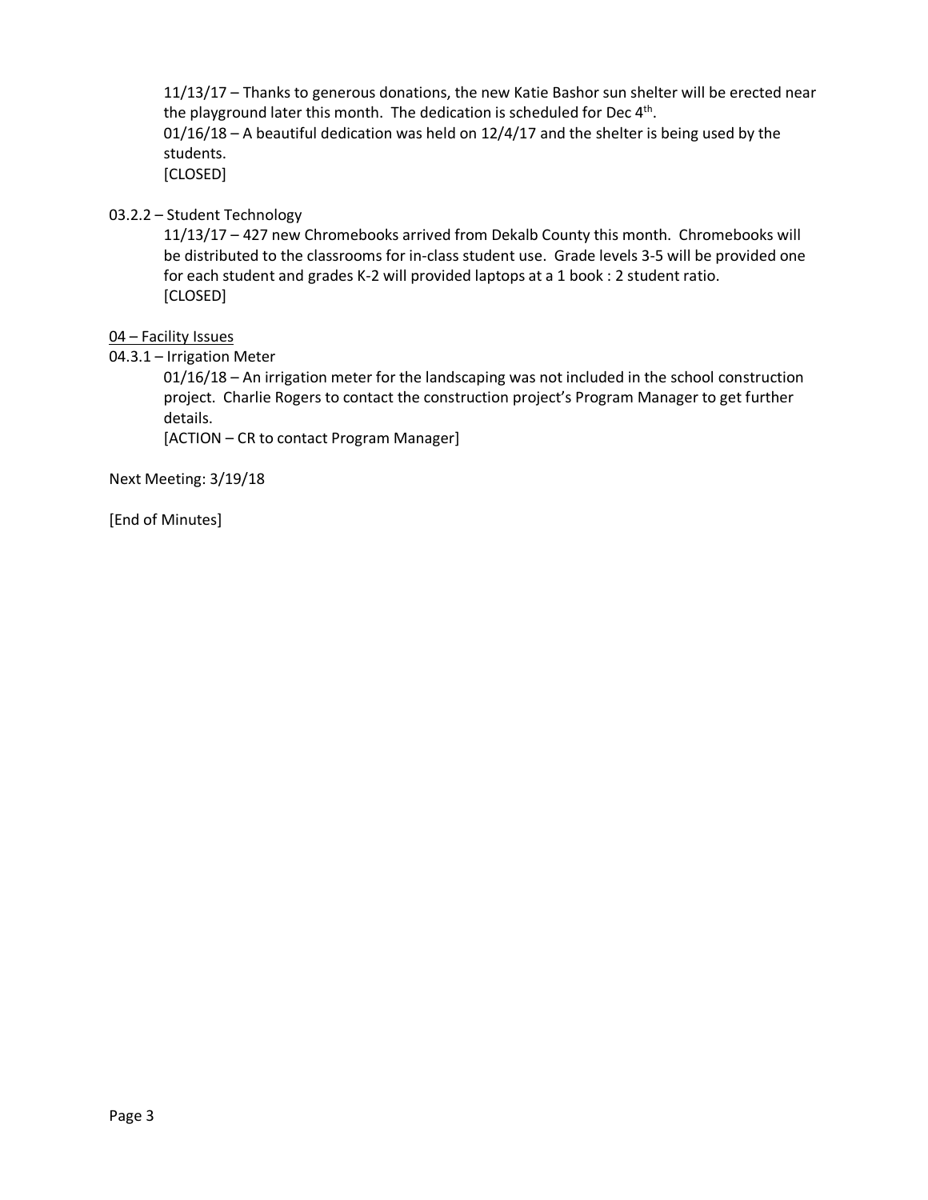11/13/17 – Thanks to generous donations, the new Katie Bashor sun shelter will be erected near the playground later this month. The dedication is scheduled for Dec 4th.
01/16/18 – A beautiful dedication was held on 12/4/17 and the shelter is being used by the students.
[CLOSED]

03.2.2 – Student Technology

11/13/17 – 427 new Chromebooks arrived from Dekalb County this month. Chromebooks will be distributed to the classrooms for in-class student use. Grade levels 3-5 will be provided one for each student and grades K-2 will provided laptops at a 1 book : 2 student ratio.
[CLOSED]

<u>04 – Facility Issues</u>

04.3.1 – Irrigation Meter

01/16/18 – An irrigation meter for the landscaping was not included in the school construction project. Charlie Rogers to contact the construction project's Program Manager to get further details.
[ACTION – CR to contact Program Manager]

Next Meeting: 3/19/18

[End of Minutes]